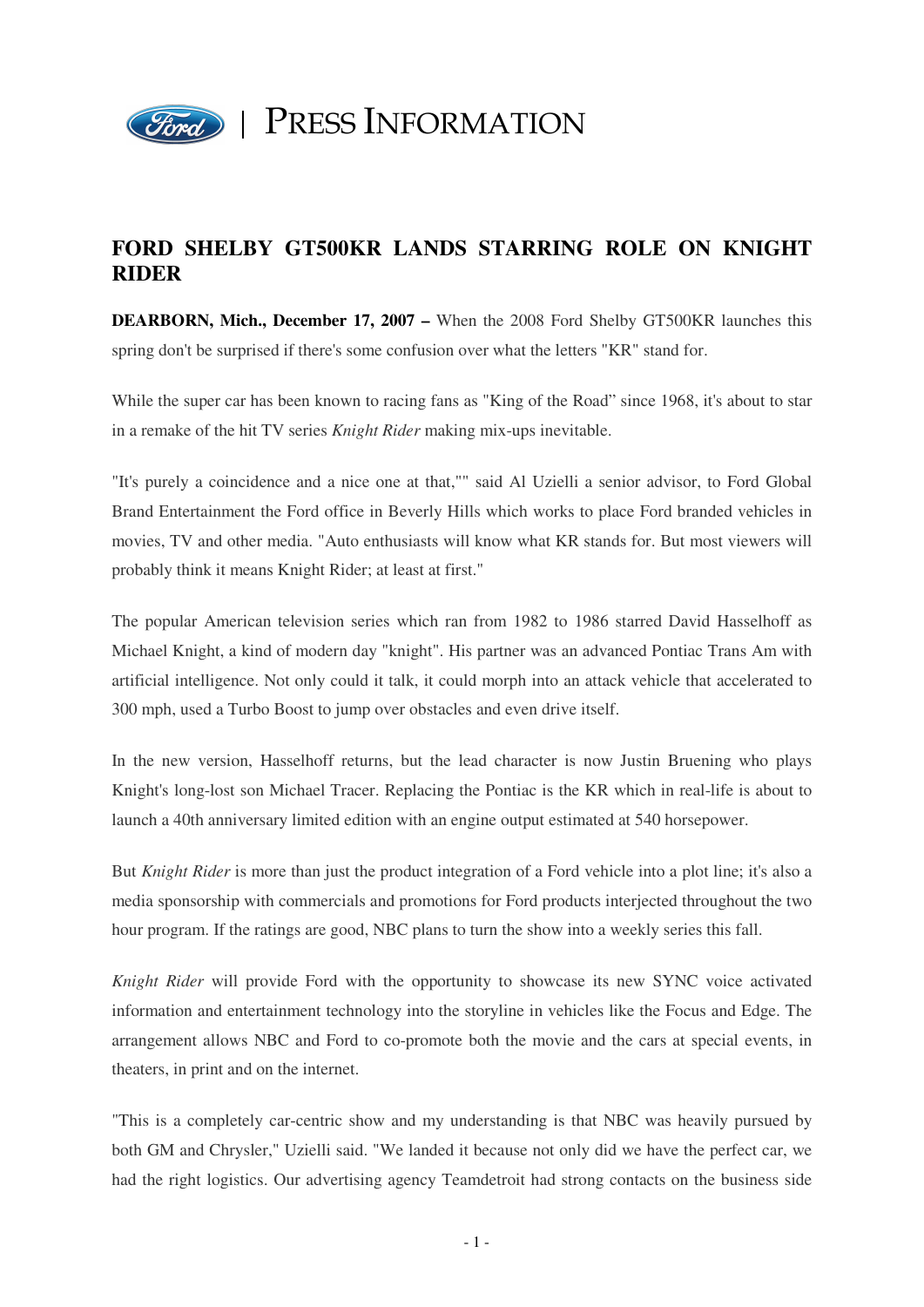PRESS INFORMATION

# FORD SHELBY GT500KR LANDS STARRING ROLE ON KNIGHT RIDER

**DEARBORN, Mich., December 17, 2007 –** When the 2008 Ford Shelby GT500KR launches this spring don't be surprised if there's some confusion over what the letters "KR" stand for.

While the super car has been known to racing fans as "King of the Road" since 1968, it's about to star in a remake of the hit TV series *Knight Rider* making mix-ups inevitable.

"It's purely a coincidence and a nice one at that,"" said Al Uzielli a senior advisor, to Ford Global Brand Entertainment the Ford office in Beverly Hills which works to place Ford branded vehicles in movies, TV and other media. "Auto enthusiasts will know what KR stands for. But most viewers will probably think it means Knight Rider; at least at first."

The popular American television series which ran from 1982 to 1986 starred David Hasselhoff as Michael Knight, a kind of modern day "knight". His partner was an advanced Pontiac Trans Am with artificial intelligence. Not only could it talk, it could morph into an attack vehicle that accelerated to 300 mph, used a Turbo Boost to jump over obstacles and even drive itself.

In the new version, Hasselhoff returns, but the lead character is now Justin Bruening who plays Knight's long-lost son Michael Tracer. Replacing the Pontiac is the KR which in real-life is about to launch a 40th anniversary limited edition with an engine output estimated at 540 horsepower.

But *Knight Rider* is more than just the product integration of a Ford vehicle into a plot line; it's also a media sponsorship with commercials and promotions for Ford products interjected throughout the two hour program. If the ratings are good, NBC plans to turn the show into a weekly series this fall.

*Knight Rider* will provide Ford with the opportunity to showcase its new SYNC voice activated information and entertainment technology into the storyline in vehicles like the Focus and Edge. The arrangement allows NBC and Ford to co-promote both the movie and the cars at special events, in theaters, in print and on the internet.

"This is a completely car-centric show and my understanding is that NBC was heavily pursued by both GM and Chrysler," Uzielli said. "We landed it because not only did we have the perfect car, we had the right logistics. Our advertising agency Teamdetroit had strong contacts on the business side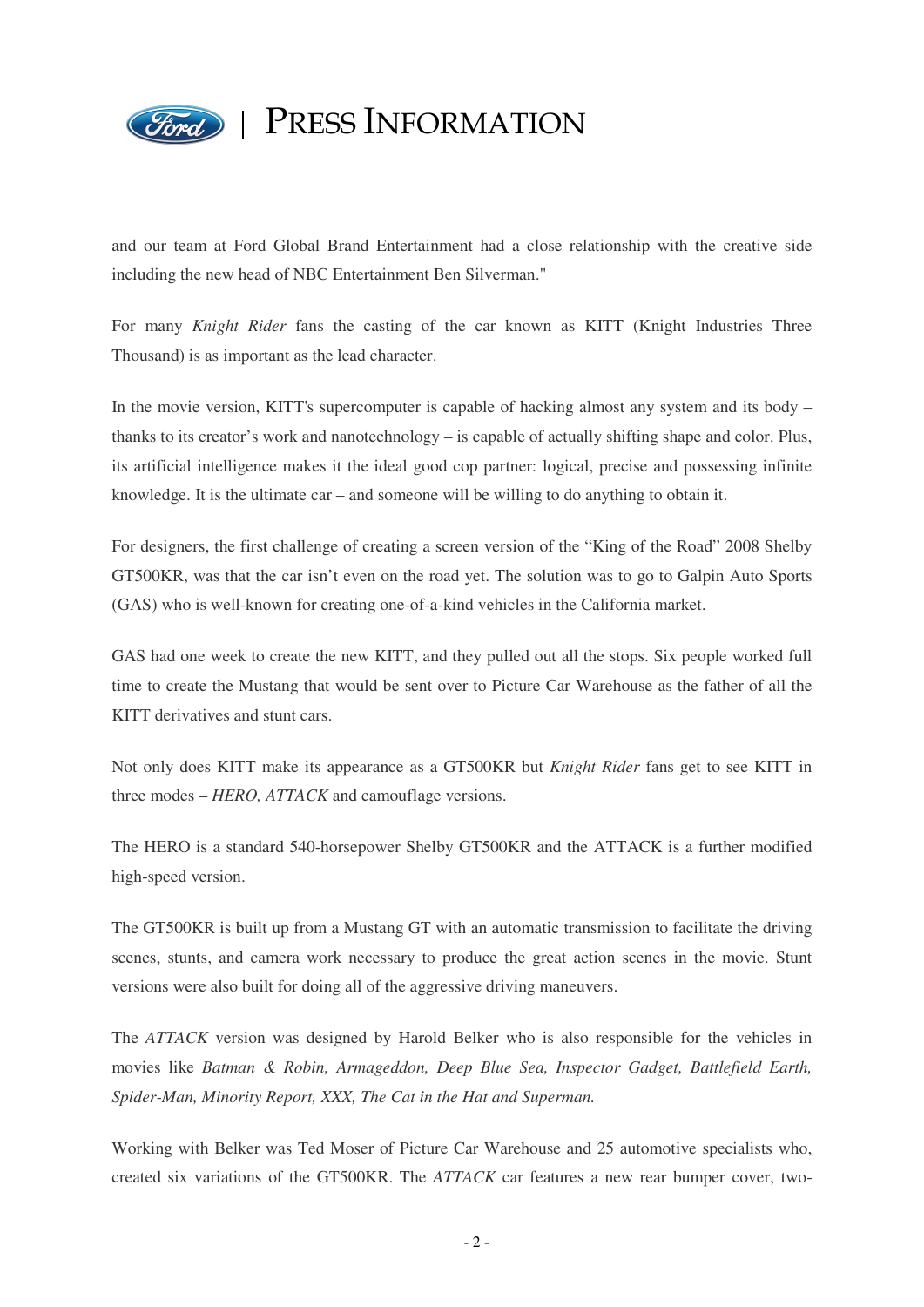and our team at Ford Global Brand Entertainment had a close relationship with the creative side including the new head of NBC Entertainment Ben Silverman."

For many *Knight Rider* fans the casting of the car known as KITT (Knight Industries Three Thousand) is as important as the lead character.

In the movie version, KITT's supercomputer is capable of hacking almost any system and its body – thanks to its creator's work and nanotechnology – is capable of actually shifting shape and color. Plus, its artificial intelligence makes it the ideal good cop partner: logical, precise and possessing infinite knowledge. It is the ultimate car – and someone will be willing to do anything to obtain it.

For designers, the first challenge of creating a screen version of the "King of the Road" 2008 Shelby GT500KR, was that the car isn't even on the road yet. The solution was to go to Galpin Auto Sports (GAS) who is well-known for creating one-of-a-kind vehicles in the California market.

GAS had one week to create the new KITT, and they pulled out all the stops. Six people worked full time to create the Mustang that would be sent over to Picture Car Warehouse as the father of all the KITT derivatives and stunt cars.

Not only does KITT make its appearance as a GT500KR but *Knight Rider* fans get to see KITT in three modes – *HERO, ATTACK* and camouflage versions.

The HERO is a standard 540-horsepower Shelby GT500KR and the ATTACK is a further modified high-speed version.

The GT500KR is built up from a Mustang GT with an automatic transmission to facilitate the driving scenes, stunts, and camera work necessary to produce the great action scenes in the movie. Stunt versions were also built for doing all of the aggressive driving maneuvers.

The *ATTACK* version was designed by Harold Belker who is also responsible for the vehicles in movies like *Batman & Robin, Armageddon, Deep Blue Sea, Inspector Gadget, Battlefield Earth, Spider-Man, Minority Report, XXX, The Cat in the Hat and Superman.*

Working with Belker was Ted Moser of Picture Car Warehouse and 25 automotive specialists who, created six variations of the GT500KR. The *ATTACK* car features a new rear bumper cover, two-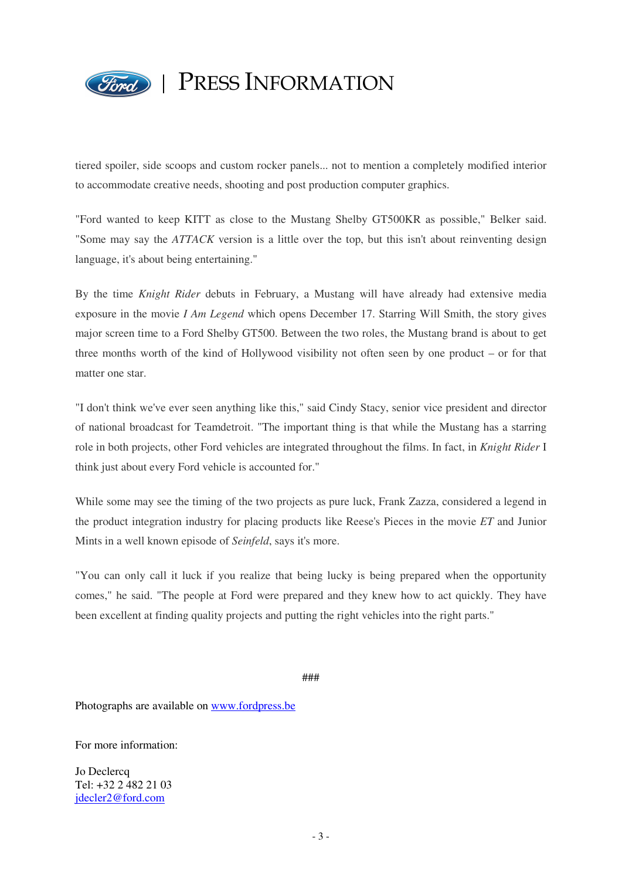tiered spoiler, side scoops and custom rocker panels... not to mention a completely modified interior to accommodate creative needs, shooting and post production computer graphics.

"Ford wanted to keep KITT as close to the Mustang Shelby GT500KR as possible," Belker said. "Some may say the *ATTACK* version is a little over the top, but this isn't about reinventing design language, it's about being entertaining."

By the time *Knight Rider* debuts in February, a Mustang will have already had extensive media exposure in the movie *I Am Legend* which opens December 17. Starring Will Smith, the story gives major screen time to a Ford Shelby GT500. Between the two roles, the Mustang brand is about to get three months worth of the kind of Hollywood visibility not often seen by one product – or for that matter one star.

"I don't think we've ever seen anything like this," said Cindy Stacy, senior vice president and director of national broadcast for Teamdetroit. "The important thing is that while the Mustang has a starring role in both projects, other Ford vehicles are integrated throughout the films. In fact, in *Knight Rider* I think just about every Ford vehicle is accounted for."

While some may see the timing of the two projects as pure luck, Frank Zazza, considered a legend in the product integration industry for placing products like Reese's Pieces in the movie *ET* and Junior Mints in a well known episode of *Seinfeld*, says it's more.

"You can only call it luck if you realize that being lucky is being prepared when the opportunity comes," he said. "The people at Ford were prepared and they knew how to act quickly. They have been excellent at finding quality projects and putting the right vehicles into the right parts."

###

Photographs are available on [www.fordpress.be](http://www.fordpress.be)

For more information:

Jo Declercq
Tel: +32 2 482 21 03
[jdecler2@ford.com](mailto:jdecler2@ford.com)